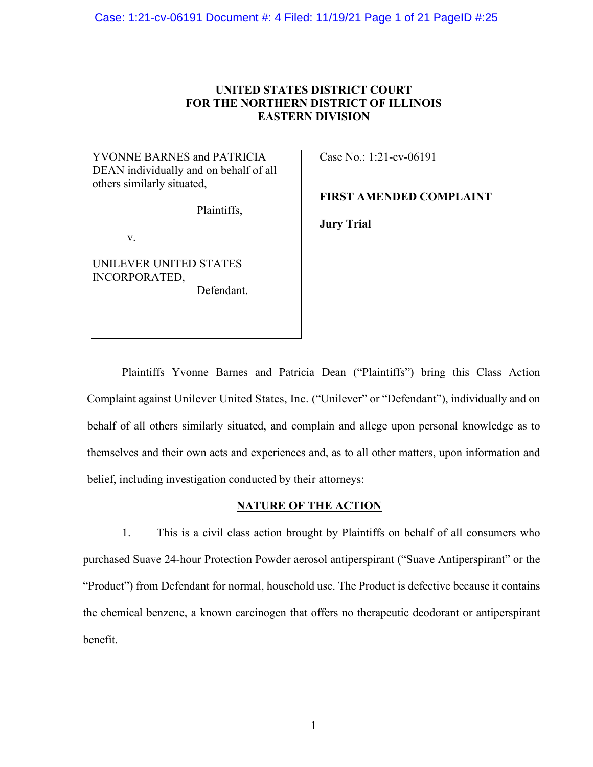**UNITED STATES DISTRICT COURT**
**FOR THE NORTHERN DISTRICT OF ILLINOIS**
**EASTERN DIVISION**

| | |
|---|---|
| YVONNE BARNES and PATRICIA DEAN individually and on behalf of all others similarly situated, <br><br> Plaintiffs, <br><br> v. <br><br> UNILEVER UNITED STATES INCORPORATED, <br> Defendant. | Case No.: 1:21-cv-06191 <br><br> **FIRST AMENDED COMPLAINT** <br><br> **Jury Trial** |

Plaintiffs Yvonne Barnes and Patricia Dean ("Plaintiffs") bring this Class Action Complaint against Unilever United States, Inc. ("Unilever" or "Defendant"), individually and on behalf of all others similarly situated, and complain and allege upon personal knowledge as to themselves and their own acts and experiences and, as to all other matters, upon information and belief, including investigation conducted by their attorneys:

## NATURE OF THE ACTION

1. This is a civil class action brought by Plaintiffs on behalf of all consumers who purchased Suave 24-hour Protection Powder aerosol antiperspirant ("Suave Antiperspirant" or the "Product") from Defendant for normal, household use. The Product is defective because it contains the chemical benzene, a known carcinogen that offers no therapeutic deodorant or antiperspirant benefit.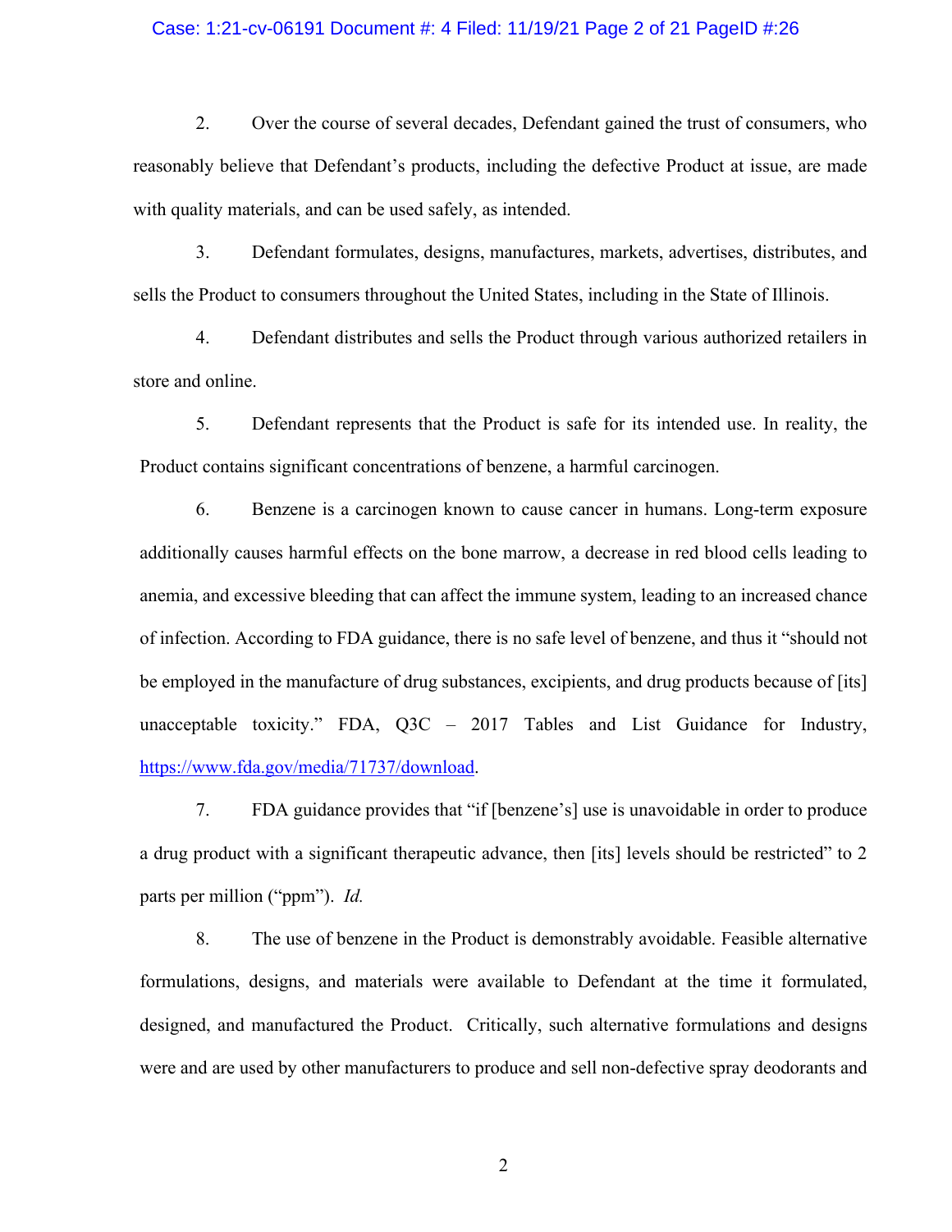2. Over the course of several decades, Defendant gained the trust of consumers, who reasonably believe that Defendant's products, including the defective Product at issue, are made with quality materials, and can be used safely, as intended.

3. Defendant formulates, designs, manufactures, markets, advertises, distributes, and sells the Product to consumers throughout the United States, including in the State of Illinois.

4. Defendant distributes and sells the Product through various authorized retailers in store and online.

5. Defendant represents that the Product is safe for its intended use. In reality, the Product contains significant concentrations of benzene, a harmful carcinogen.

6. Benzene is a carcinogen known to cause cancer in humans. Long-term exposure additionally causes harmful effects on the bone marrow, a decrease in red blood cells leading to anemia, and excessive bleeding that can affect the immune system, leading to an increased chance of infection. According to FDA guidance, there is no safe level of benzene, and thus it "should not be employed in the manufacture of drug substances, excipients, and drug products because of [its] unacceptable toxicity." FDA, Q3C – 2017 Tables and List Guidance for Industry, https://www.fda.gov/media/71737/download.

7. FDA guidance provides that "if [benzene's] use is unavoidable in order to produce a drug product with a significant therapeutic advance, then [its] levels should be restricted" to 2 parts per million ("ppm"). *Id.*

8. The use of benzene in the Product is demonstrably avoidable. Feasible alternative formulations, designs, and materials were available to Defendant at the time it formulated, designed, and manufactured the Product. Critically, such alternative formulations and designs were and are used by other manufacturers to produce and sell non-defective spray deodorants and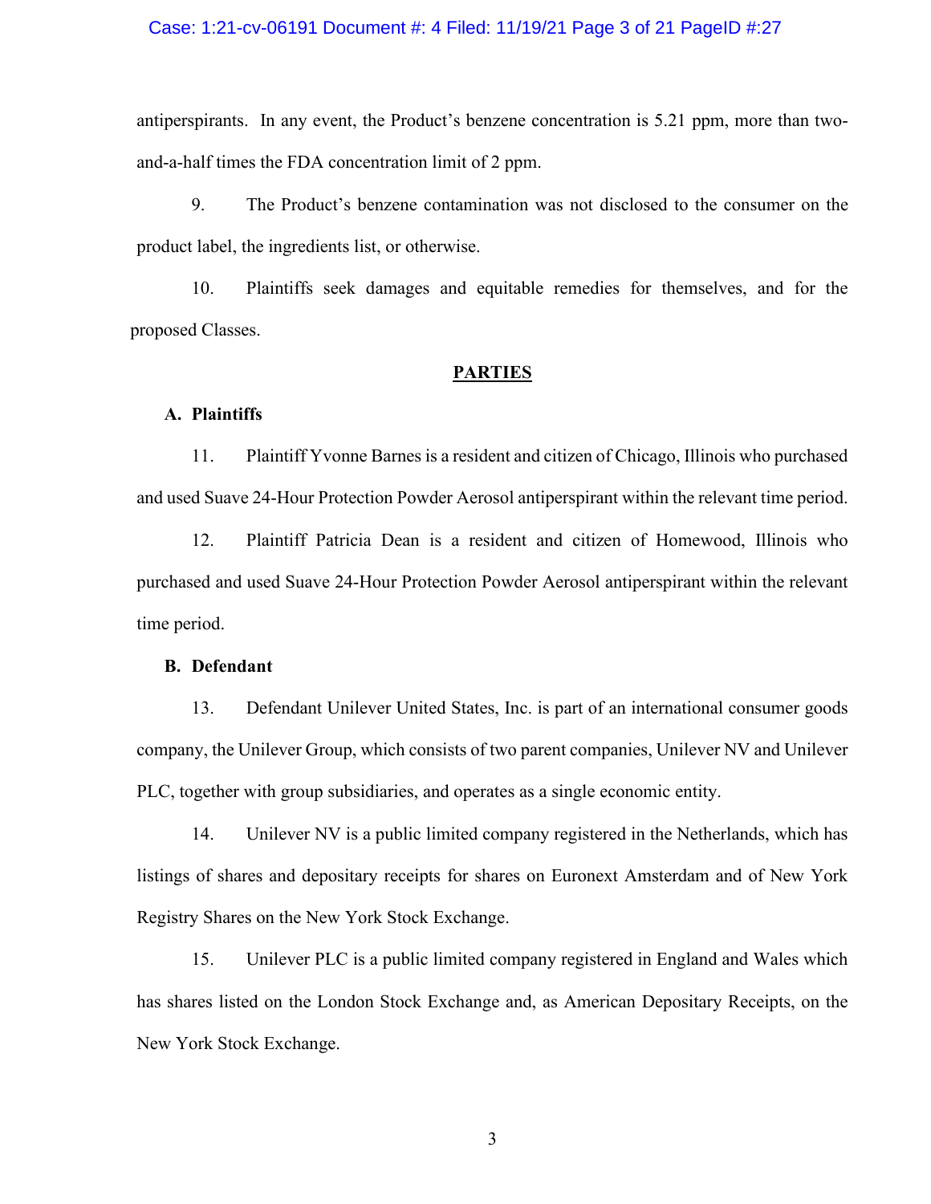antiperspirants. In any event, the Product's benzene concentration is 5.21 ppm, more than two-and-a-half times the FDA concentration limit of 2 ppm.

9. The Product's benzene contamination was not disclosed to the consumer on the product label, the ingredients list, or otherwise.

10. Plaintiffs seek damages and equitable remedies for themselves, and for the proposed Classes.

## PARTIES

### A. Plaintiffs

11. Plaintiff Yvonne Barnes is a resident and citizen of Chicago, Illinois who purchased and used Suave 24-Hour Protection Powder Aerosol antiperspirant within the relevant time period.

12. Plaintiff Patricia Dean is a resident and citizen of Homewood, Illinois who purchased and used Suave 24-Hour Protection Powder Aerosol antiperspirant within the relevant time period.

### B. Defendant

13. Defendant Unilever United States, Inc. is part of an international consumer goods company, the Unilever Group, which consists of two parent companies, Unilever NV and Unilever PLC, together with group subsidiaries, and operates as a single economic entity.

14. Unilever NV is a public limited company registered in the Netherlands, which has listings of shares and depositary receipts for shares on Euronext Amsterdam and of New York Registry Shares on the New York Stock Exchange.

15. Unilever PLC is a public limited company registered in England and Wales which has shares listed on the London Stock Exchange and, as American Depositary Receipts, on the New York Stock Exchange.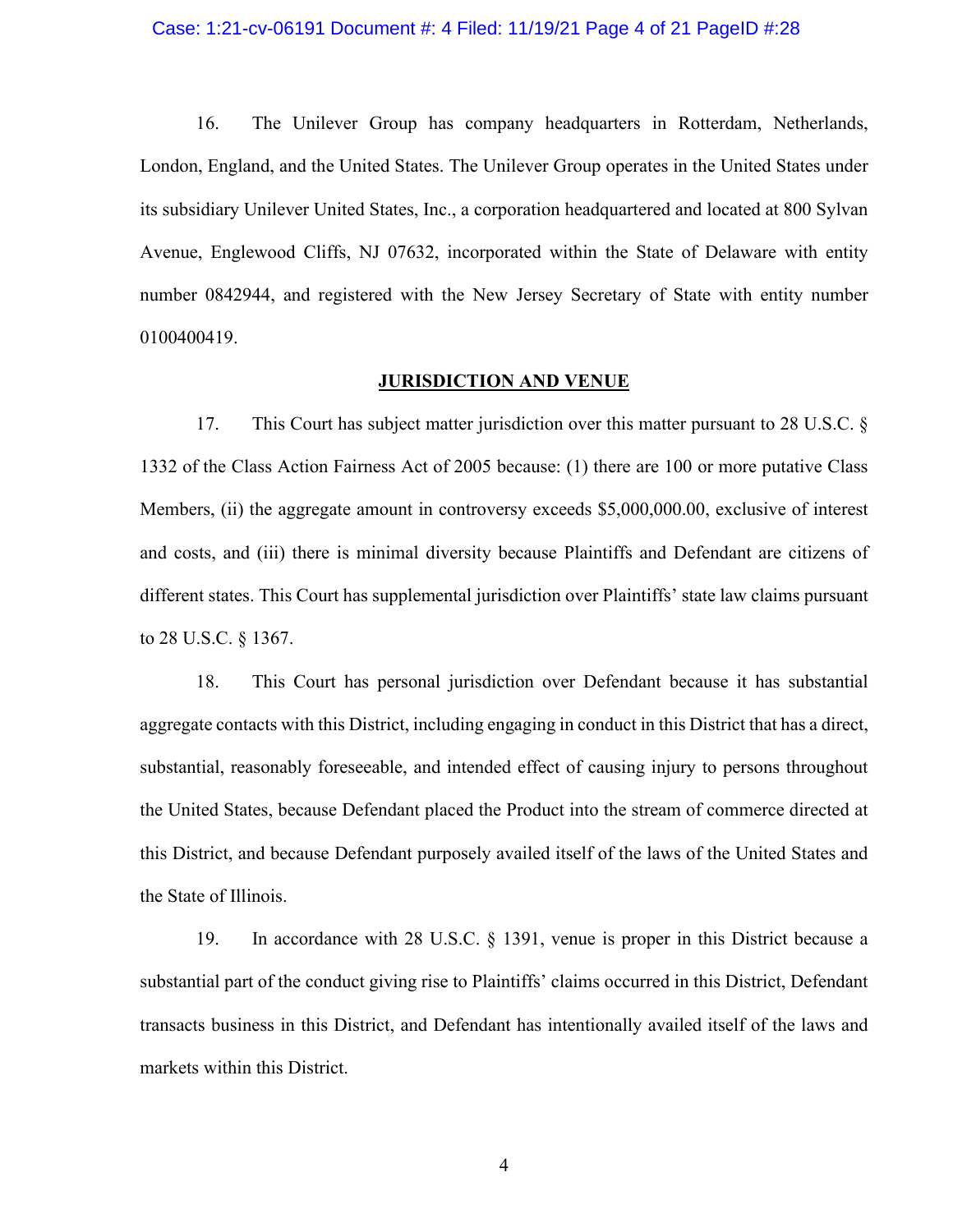16. The Unilever Group has company headquarters in Rotterdam, Netherlands, London, England, and the United States. The Unilever Group operates in the United States under its subsidiary Unilever United States, Inc., a corporation headquartered and located at 800 Sylvan Avenue, Englewood Cliffs, NJ 07632, incorporated within the State of Delaware with entity number 0842944, and registered with the New Jersey Secretary of State with entity number 0100400419.

## JURISDICTION AND VENUE

17. This Court has subject matter jurisdiction over this matter pursuant to 28 U.S.C. § 1332 of the Class Action Fairness Act of 2005 because: (1) there are 100 or more putative Class Members, (ii) the aggregate amount in controversy exceeds $5,000,000.00, exclusive of interest and costs, and (iii) there is minimal diversity because Plaintiffs and Defendant are citizens of different states. This Court has supplemental jurisdiction over Plaintiffs' state law claims pursuant to 28 U.S.C. § 1367.

18. This Court has personal jurisdiction over Defendant because it has substantial aggregate contacts with this District, including engaging in conduct in this District that has a direct, substantial, reasonably foreseeable, and intended effect of causing injury to persons throughout the United States, because Defendant placed the Product into the stream of commerce directed at this District, and because Defendant purposely availed itself of the laws of the United States and the State of Illinois.

19. In accordance with 28 U.S.C. § 1391, venue is proper in this District because a substantial part of the conduct giving rise to Plaintiffs' claims occurred in this District, Defendant transacts business in this District, and Defendant has intentionally availed itself of the laws and markets within this District.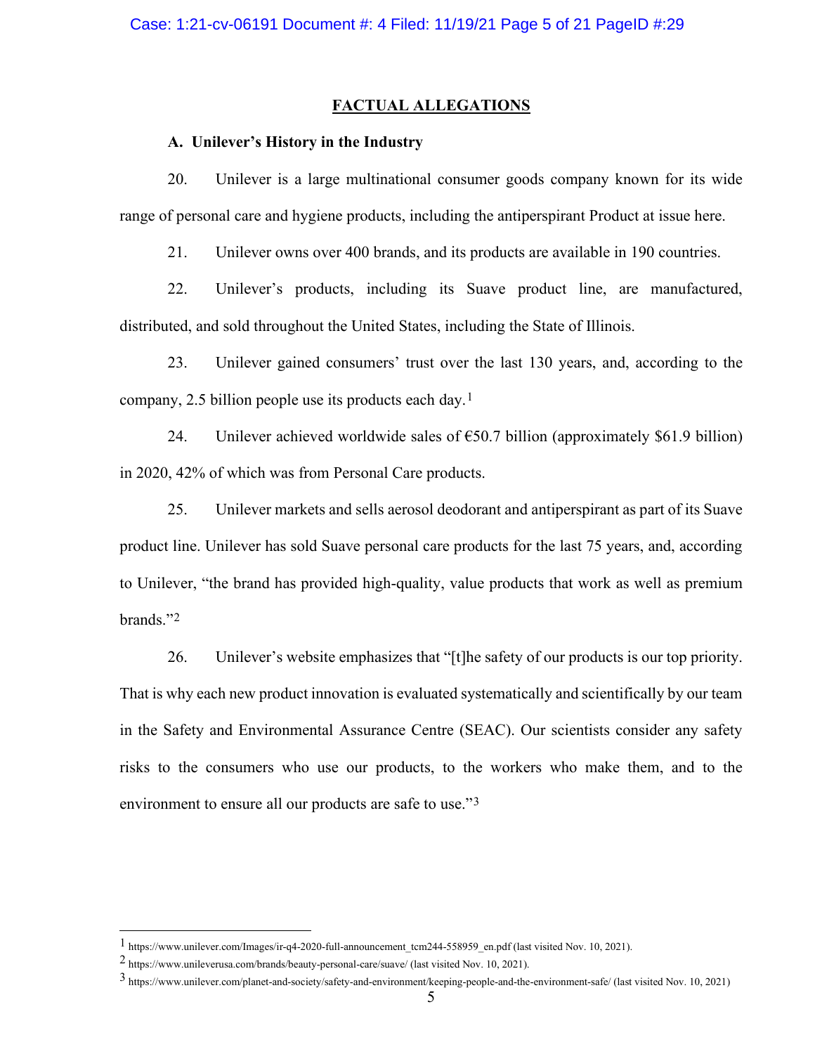## FACTUAL ALLEGATIONS

### A. Unilever's History in the Industry

20. Unilever is a large multinational consumer goods company known for its wide range of personal care and hygiene products, including the antiperspirant Product at issue here.

21. Unilever owns over 400 brands, and its products are available in 190 countries.

22. Unilever's products, including its Suave product line, are manufactured, distributed, and sold throughout the United States, including the State of Illinois.

23. Unilever gained consumers' trust over the last 130 years, and, according to the company, 2.5 billion people use its products each day.[1]

24. Unilever achieved worldwide sales of €50.7 billion (approximately $61.9 billion) in 2020, 42% of which was from Personal Care products.

25. Unilever markets and sells aerosol deodorant and antiperspirant as part of its Suave product line. Unilever has sold Suave personal care products for the last 75 years, and, according to Unilever, "the brand has provided high-quality, value products that work as well as premium brands."[2]

26. Unilever's website emphasizes that "[t]he safety of our products is our top priority. That is why each new product innovation is evaluated systematically and scientifically by our team in the Safety and Environmental Assurance Centre (SEAC). Our scientists consider any safety risks to the consumers who use our products, to the workers who make them, and to the environment to ensure all our products are safe to use."[3]

---

[1] https://www.unilever.com/Images/ir-q4-2020-full-announcement_tcm244-558959_en.pdf (last visited Nov. 10, 2021).

[2] https://www.unileverusa.com/brands/beauty-personal-care/suave/ (last visited Nov. 10, 2021).

[3] https://www.unilever.com/planet-and-society/safety-and-environment/keeping-people-and-the-environment-safe/ (last visited Nov. 10, 2021)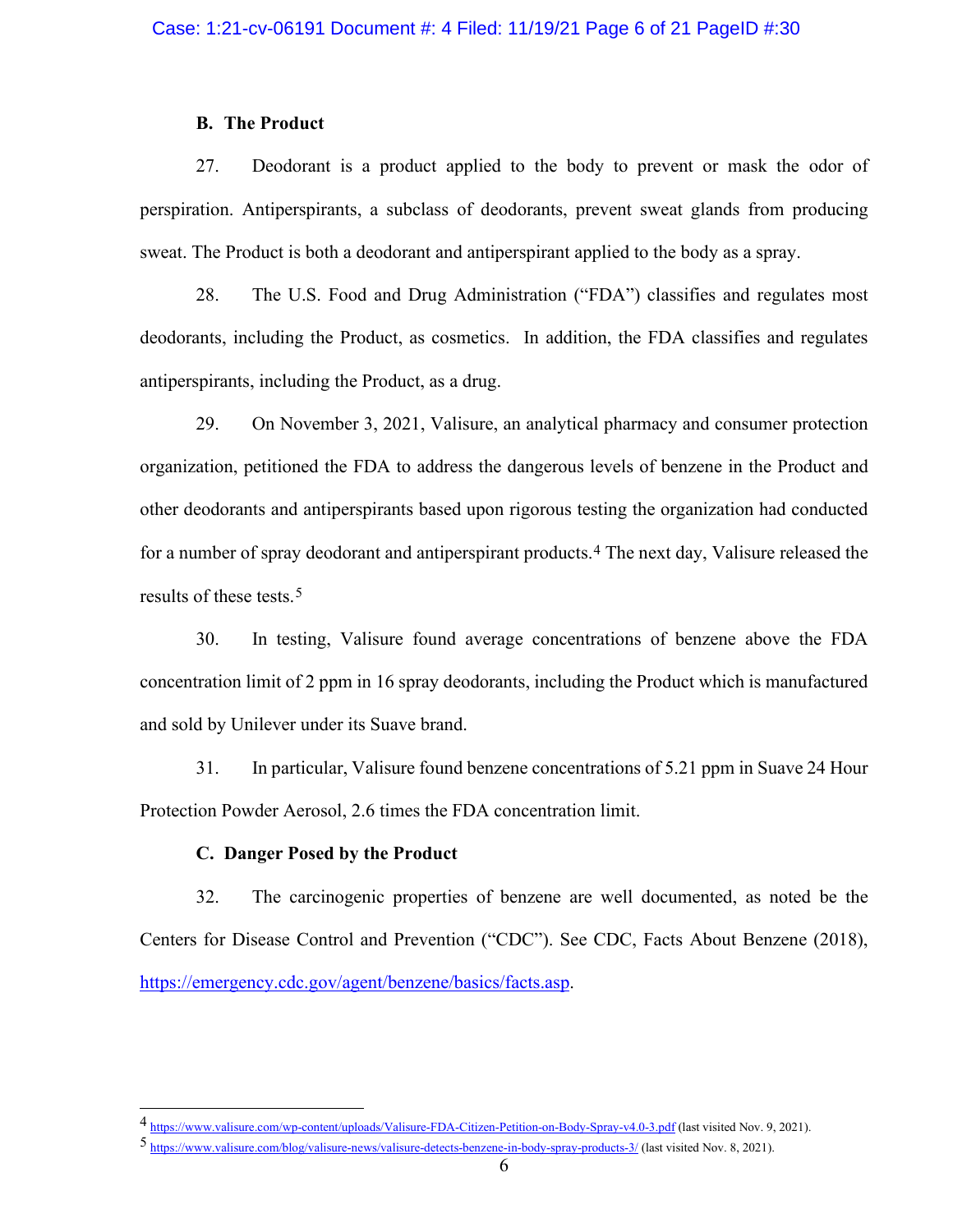### B. The Product

27. Deodorant is a product applied to the body to prevent or mask the odor of perspiration. Antiperspirants, a subclass of deodorants, prevent sweat glands from producing sweat. The Product is both a deodorant and antiperspirant applied to the body as a spray.

28. The U.S. Food and Drug Administration ("FDA") classifies and regulates most deodorants, including the Product, as cosmetics. In addition, the FDA classifies and regulates antiperspirants, including the Product, as a drug.

29. On November 3, 2021, Valisure, an analytical pharmacy and consumer protection organization, petitioned the FDA to address the dangerous levels of benzene in the Product and other deodorants and antiperspirants based upon rigorous testing the organization had conducted for a number of spray deodorant and antiperspirant products.[4] The next day, Valisure released the results of these tests.[5]

30. In testing, Valisure found average concentrations of benzene above the FDA concentration limit of 2 ppm in 16 spray deodorants, including the Product which is manufactured and sold by Unilever under its Suave brand.

31. In particular, Valisure found benzene concentrations of 5.21 ppm in Suave 24 Hour Protection Powder Aerosol, 2.6 times the FDA concentration limit.

### C. Danger Posed by the Product

32. The carcinogenic properties of benzene are well documented, as noted be the Centers for Disease Control and Prevention ("CDC"). See CDC, Facts About Benzene (2018), https://emergency.cdc.gov/agent/benzene/basics/facts.asp.

---

[4] https://www.valisure.com/wp-content/uploads/Valisure-FDA-Citizen-Petition-on-Body-Spray-v4.0-3.pdf (last visited Nov. 9, 2021).

[5] https://www.valisure.com/blog/valisure-news/valisure-detects-benzene-in-body-spray-products-3/ (last visited Nov. 8, 2021).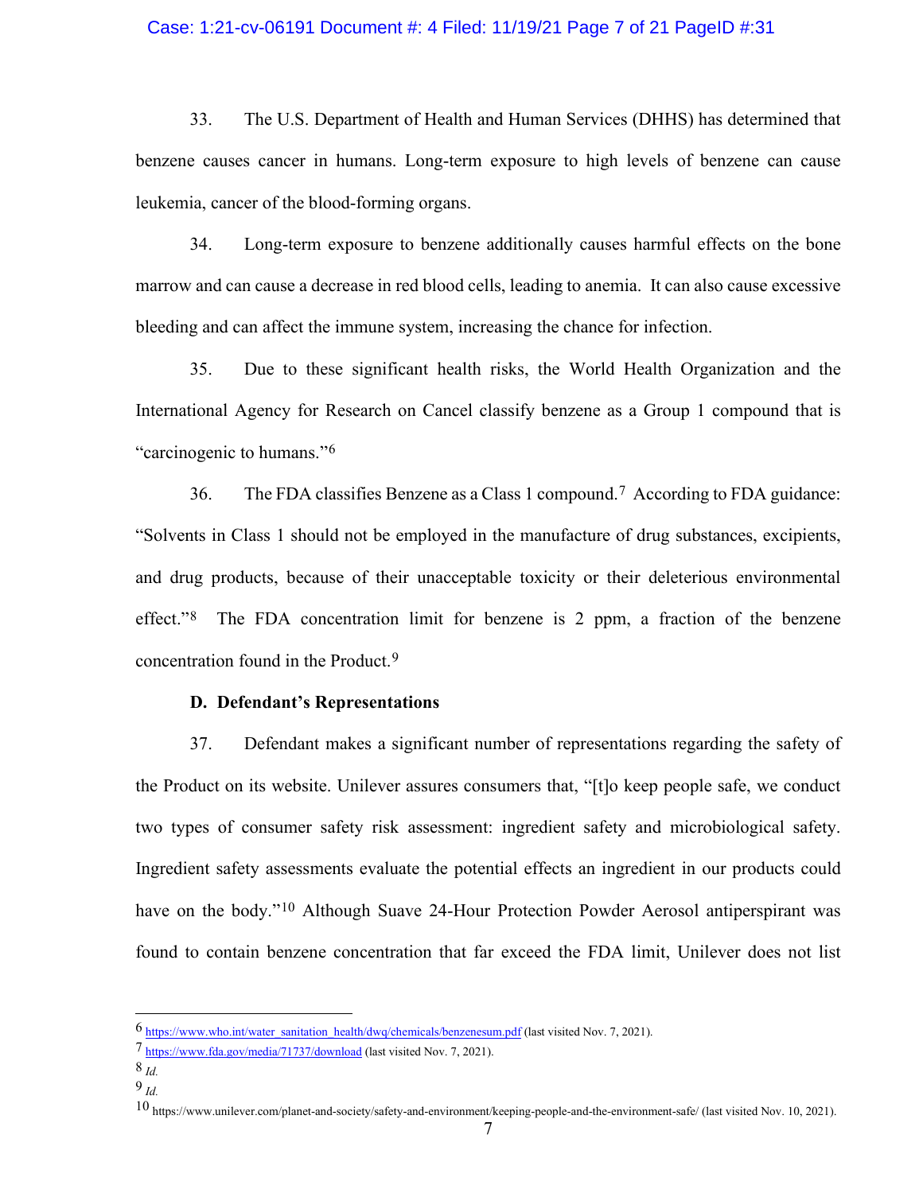33. The U.S. Department of Health and Human Services (DHHS) has determined that benzene causes cancer in humans. Long-term exposure to high levels of benzene can cause leukemia, cancer of the blood-forming organs.

34. Long-term exposure to benzene additionally causes harmful effects on the bone marrow and can cause a decrease in red blood cells, leading to anemia. It can also cause excessive bleeding and can affect the immune system, increasing the chance for infection.

35. Due to these significant health risks, the World Health Organization and the International Agency for Research on Cancel classify benzene as a Group 1 compound that is "carcinogenic to humans."[6]

36. The FDA classifies Benzene as a Class 1 compound.[7] According to FDA guidance: "Solvents in Class 1 should not be employed in the manufacture of drug substances, excipients, and drug products, because of their unacceptable toxicity or their deleterious environmental effect."[8] The FDA concentration limit for benzene is 2 ppm, a fraction of the benzene concentration found in the Product.[9]

**D. Defendant's Representations**

37. Defendant makes a significant number of representations regarding the safety of the Product on its website. Unilever assures consumers that, "[t]o keep people safe, we conduct two types of consumer safety risk assessment: ingredient safety and microbiological safety. Ingredient safety assessments evaluate the potential effects an ingredient in our products could have on the body."[10] Although Suave 24-Hour Protection Powder Aerosol antiperspirant was found to contain benzene concentration that far exceed the FDA limit, Unilever does not list

---

[6] https://www.who.int/water_sanitation_health/dwq/chemicals/benzenesum.pdf (last visited Nov. 7, 2021).

[7] https://www.fda.gov/media/71737/download (last visited Nov. 7, 2021).

[8] *Id.*

[9] *Id.*

[10] https://www.unilever.com/planet-and-society/safety-and-environment/keeping-people-and-the-environment-safe/ (last visited Nov. 10, 2021).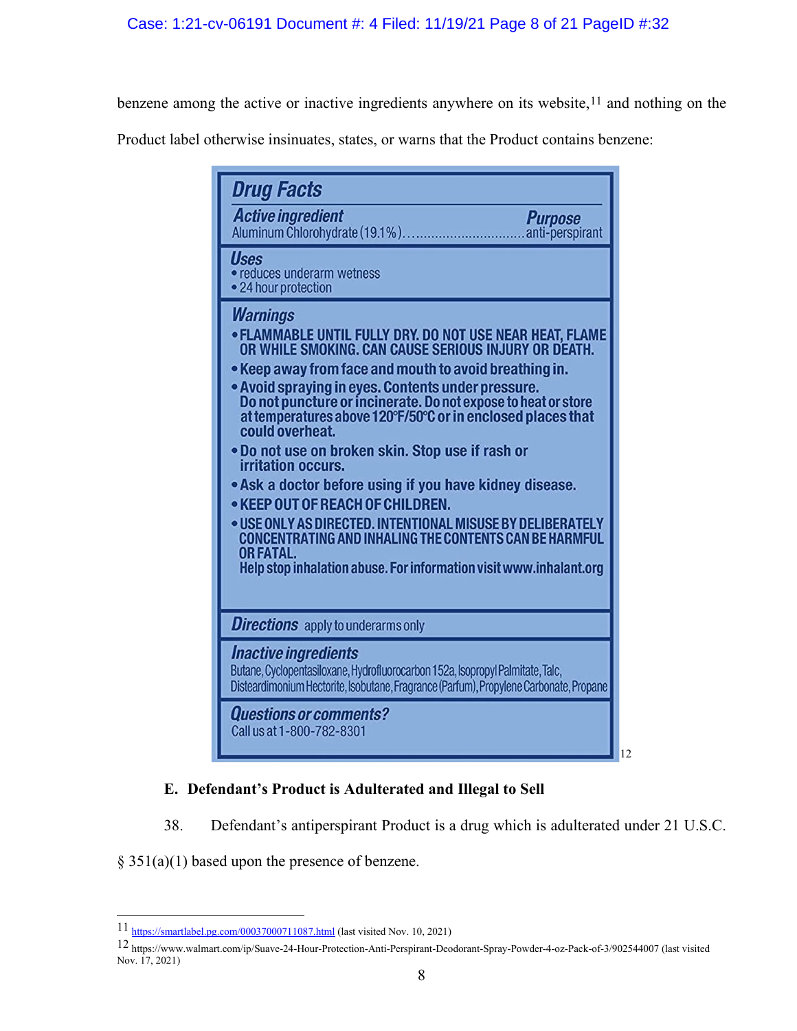benzene among the active or inactive ingredients anywhere on its website,[11] and nothing on the Product label otherwise insinuates, states, or warns that the Product contains benzene:

**Drug Facts**

| Active ingredient | Purpose |
|---|---|
| Aluminum Chlorohydrate (19.1%) | anti-perspirant |

**Uses**
- reduces underarm wetness
- 24 hour protection

**Warnings**
- **FLAMMABLE UNTIL FULLY DRY. DO NOT USE NEAR HEAT, FLAME OR WHILE SMOKING. CAN CAUSE SERIOUS INJURY OR DEATH.**
- **Keep away from face and mouth to avoid breathing in.**
- **Avoid spraying in eyes. Contents under pressure. Do not puncture or incinerate. Do not expose to heat or store at temperatures above 120°F/50°C or in enclosed places that could overheat.**
- **Do not use on broken skin. Stop use if rash or irritation occurs.**
- **Ask a doctor before using if you have kidney disease.**
- **KEEP OUT OF REACH OF CHILDREN.**
- **USE ONLY AS DIRECTED. INTENTIONAL MISUSE BY DELIBERATELY CONCENTRATING AND INHALING THE CONTENTS CAN BE HARMFUL OR FATAL. Help stop inhalation abuse. For information visit www.inhalant.org**

**Directions** apply to underarms only

**Inactive ingredients**
Butane, Cyclopentasiloxane, Hydrofluorocarbon 152a, Isopropyl Palmitate, Talc, Disteardimonium Hectorite, Isobutane, Fragrance (Parfum), Propylene Carbonate, Propane

**Questions or comments?**
Call us at 1-800-782-8301

[12]

### E. Defendant's Product is Adulterated and Illegal to Sell

38. Defendant's antiperspirant Product is a drug which is adulterated under 21 U.S.C. § 351(a)(1) based upon the presence of benzene.

---

[11] https://smartlabel.pg.com/00037000711087.html (last visited Nov. 10, 2021)

[12] https://www.walmart.com/ip/Suave-24-Hour-Protection-Anti-Perspirant-Deodorant-Spray-Powder-4-oz-Pack-of-3/902544007 (last visited Nov. 17, 2021)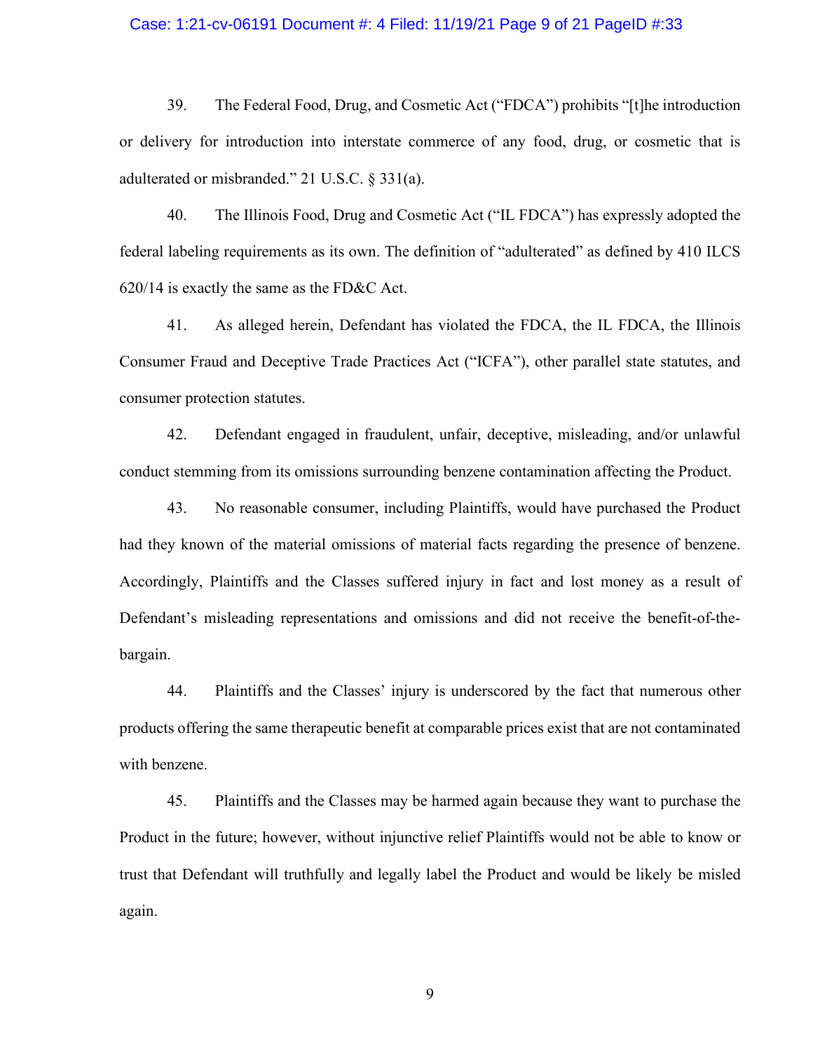39. The Federal Food, Drug, and Cosmetic Act ("FDCA") prohibits "[t]he introduction or delivery for introduction into interstate commerce of any food, drug, or cosmetic that is adulterated or misbranded." 21 U.S.C. § 331(a).

40. The Illinois Food, Drug and Cosmetic Act ("IL FDCA") has expressly adopted the federal labeling requirements as its own. The definition of "adulterated" as defined by 410 ILCS 620/14 is exactly the same as the FD&C Act.

41. As alleged herein, Defendant has violated the FDCA, the IL FDCA, the Illinois Consumer Fraud and Deceptive Trade Practices Act ("ICFA"), other parallel state statutes, and consumer protection statutes.

42. Defendant engaged in fraudulent, unfair, deceptive, misleading, and/or unlawful conduct stemming from its omissions surrounding benzene contamination affecting the Product.

43. No reasonable consumer, including Plaintiffs, would have purchased the Product had they known of the material omissions of material facts regarding the presence of benzene. Accordingly, Plaintiffs and the Classes suffered injury in fact and lost money as a result of Defendant's misleading representations and omissions and did not receive the benefit-of-the-bargain.

44. Plaintiffs and the Classes' injury is underscored by the fact that numerous other products offering the same therapeutic benefit at comparable prices exist that are not contaminated with benzene.

45. Plaintiffs and the Classes may be harmed again because they want to purchase the Product in the future; however, without injunctive relief Plaintiffs would not be able to know or trust that Defendant will truthfully and legally label the Product and would be likely be misled again.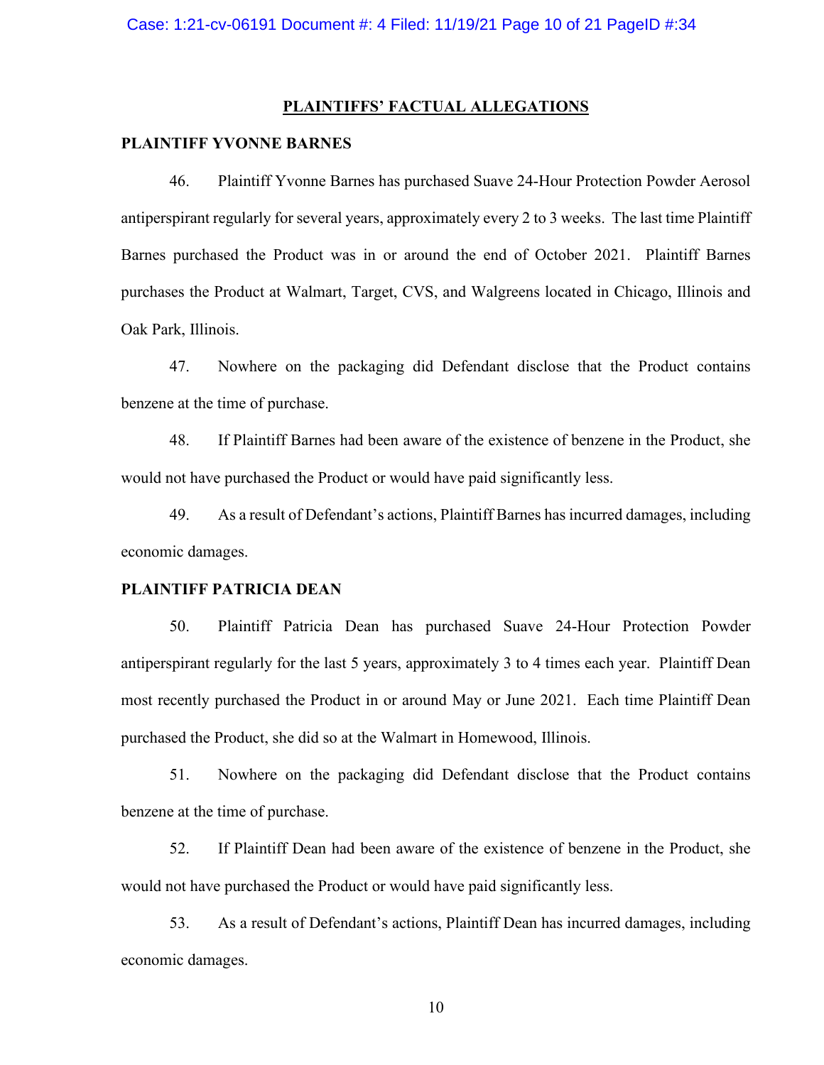## PLAINTIFFS' FACTUAL ALLEGATIONS

### PLAINTIFF YVONNE BARNES

46. Plaintiff Yvonne Barnes has purchased Suave 24-Hour Protection Powder Aerosol antiperspirant regularly for several years, approximately every 2 to 3 weeks. The last time Plaintiff Barnes purchased the Product was in or around the end of October 2021. Plaintiff Barnes purchases the Product at Walmart, Target, CVS, and Walgreens located in Chicago, Illinois and Oak Park, Illinois.

47. Nowhere on the packaging did Defendant disclose that the Product contains benzene at the time of purchase.

48. If Plaintiff Barnes had been aware of the existence of benzene in the Product, she would not have purchased the Product or would have paid significantly less.

49. As a result of Defendant's actions, Plaintiff Barnes has incurred damages, including economic damages.

### PLAINTIFF PATRICIA DEAN

50. Plaintiff Patricia Dean has purchased Suave 24-Hour Protection Powder antiperspirant regularly for the last 5 years, approximately 3 to 4 times each year. Plaintiff Dean most recently purchased the Product in or around May or June 2021. Each time Plaintiff Dean purchased the Product, she did so at the Walmart in Homewood, Illinois.

51. Nowhere on the packaging did Defendant disclose that the Product contains benzene at the time of purchase.

52. If Plaintiff Dean had been aware of the existence of benzene in the Product, she would not have purchased the Product or would have paid significantly less.

53. As a result of Defendant's actions, Plaintiff Dean has incurred damages, including economic damages.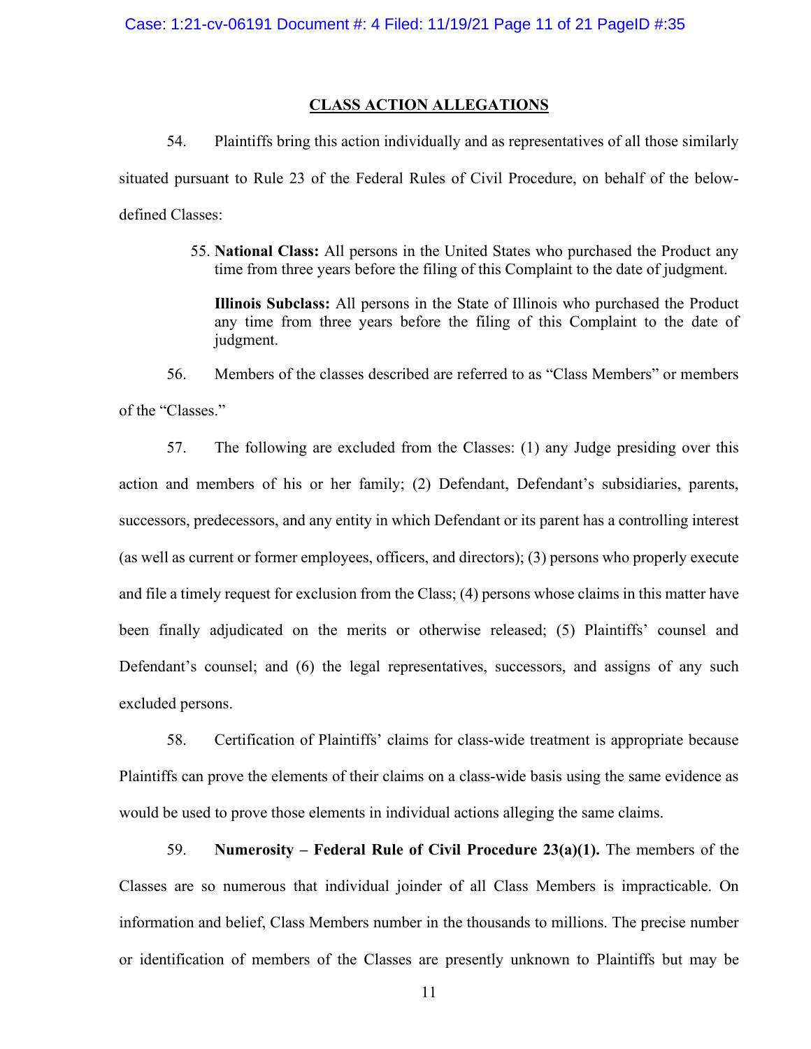## CLASS ACTION ALLEGATIONS

54. Plaintiffs bring this action individually and as representatives of all those similarly situated pursuant to Rule 23 of the Federal Rules of Civil Procedure, on behalf of the below-defined Classes:

> 55. **National Class:** All persons in the United States who purchased the Product any time from three years before the filing of this Complaint to the date of judgment.
>
> **Illinois Subclass:** All persons in the State of Illinois who purchased the Product any time from three years before the filing of this Complaint to the date of judgment.

56. Members of the classes described are referred to as "Class Members" or members of the "Classes."

57. The following are excluded from the Classes: (1) any Judge presiding over this action and members of his or her family; (2) Defendant, Defendant's subsidiaries, parents, successors, predecessors, and any entity in which Defendant or its parent has a controlling interest (as well as current or former employees, officers, and directors); (3) persons who properly execute and file a timely request for exclusion from the Class; (4) persons whose claims in this matter have been finally adjudicated on the merits or otherwise released; (5) Plaintiffs' counsel and Defendant's counsel; and (6) the legal representatives, successors, and assigns of any such excluded persons.

58. Certification of Plaintiffs' claims for class-wide treatment is appropriate because Plaintiffs can prove the elements of their claims on a class-wide basis using the same evidence as would be used to prove those elements in individual actions alleging the same claims.

59. **Numerosity – Federal Rule of Civil Procedure 23(a)(1).** The members of the Classes are so numerous that individual joinder of all Class Members is impracticable. On information and belief, Class Members number in the thousands to millions. The precise number or identification of members of the Classes are presently unknown to Plaintiffs but may be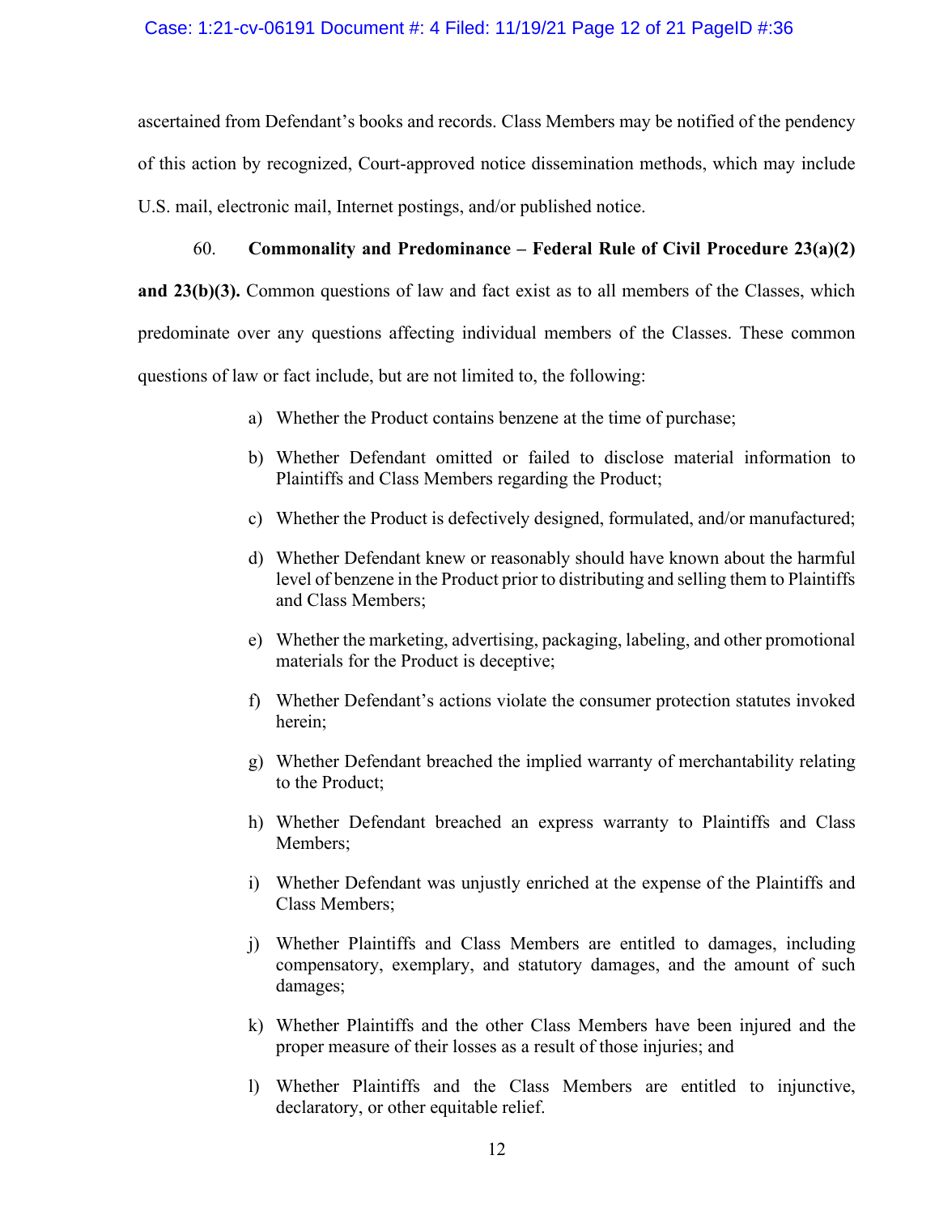ascertained from Defendant's books and records. Class Members may be notified of the pendency of this action by recognized, Court-approved notice dissemination methods, which may include U.S. mail, electronic mail, Internet postings, and/or published notice.

60. **Commonality and Predominance – Federal Rule of Civil Procedure 23(a)(2) and 23(b)(3).** Common questions of law and fact exist as to all members of the Classes, which predominate over any questions affecting individual members of the Classes. These common questions of law or fact include, but are not limited to, the following:

a) Whether the Product contains benzene at the time of purchase;

b) Whether Defendant omitted or failed to disclose material information to Plaintiffs and Class Members regarding the Product;

c) Whether the Product is defectively designed, formulated, and/or manufactured;

d) Whether Defendant knew or reasonably should have known about the harmful level of benzene in the Product prior to distributing and selling them to Plaintiffs and Class Members;

e) Whether the marketing, advertising, packaging, labeling, and other promotional materials for the Product is deceptive;

f) Whether Defendant's actions violate the consumer protection statutes invoked herein;

g) Whether Defendant breached the implied warranty of merchantability relating to the Product;

h) Whether Defendant breached an express warranty to Plaintiffs and Class Members;

i) Whether Defendant was unjustly enriched at the expense of the Plaintiffs and Class Members;

j) Whether Plaintiffs and Class Members are entitled to damages, including compensatory, exemplary, and statutory damages, and the amount of such damages;

k) Whether Plaintiffs and the other Class Members have been injured and the proper measure of their losses as a result of those injuries; and

l) Whether Plaintiffs and the Class Members are entitled to injunctive, declaratory, or other equitable relief.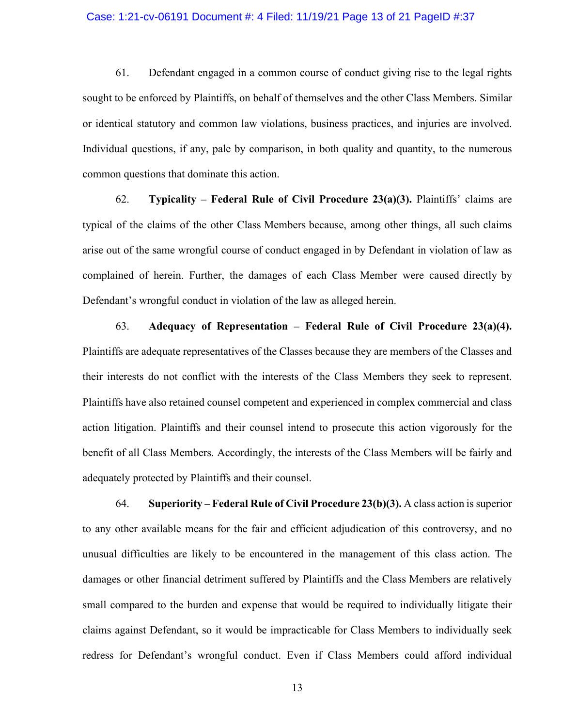61. Defendant engaged in a common course of conduct giving rise to the legal rights sought to be enforced by Plaintiffs, on behalf of themselves and the other Class Members. Similar or identical statutory and common law violations, business practices, and injuries are involved. Individual questions, if any, pale by comparison, in both quality and quantity, to the numerous common questions that dominate this action.

62. **Typicality – Federal Rule of Civil Procedure 23(a)(3).** Plaintiffs' claims are typical of the claims of the other Class Members because, among other things, all such claims arise out of the same wrongful course of conduct engaged in by Defendant in violation of law as complained of herein. Further, the damages of each Class Member were caused directly by Defendant's wrongful conduct in violation of the law as alleged herein.

63. **Adequacy of Representation – Federal Rule of Civil Procedure 23(a)(4).** Plaintiffs are adequate representatives of the Classes because they are members of the Classes and their interests do not conflict with the interests of the Class Members they seek to represent. Plaintiffs have also retained counsel competent and experienced in complex commercial and class action litigation. Plaintiffs and their counsel intend to prosecute this action vigorously for the benefit of all Class Members. Accordingly, the interests of the Class Members will be fairly and adequately protected by Plaintiffs and their counsel.

64. **Superiority – Federal Rule of Civil Procedure 23(b)(3).** A class action is superior to any other available means for the fair and efficient adjudication of this controversy, and no unusual difficulties are likely to be encountered in the management of this class action. The damages or other financial detriment suffered by Plaintiffs and the Class Members are relatively small compared to the burden and expense that would be required to individually litigate their claims against Defendant, so it would be impracticable for Class Members to individually seek redress for Defendant's wrongful conduct. Even if Class Members could afford individual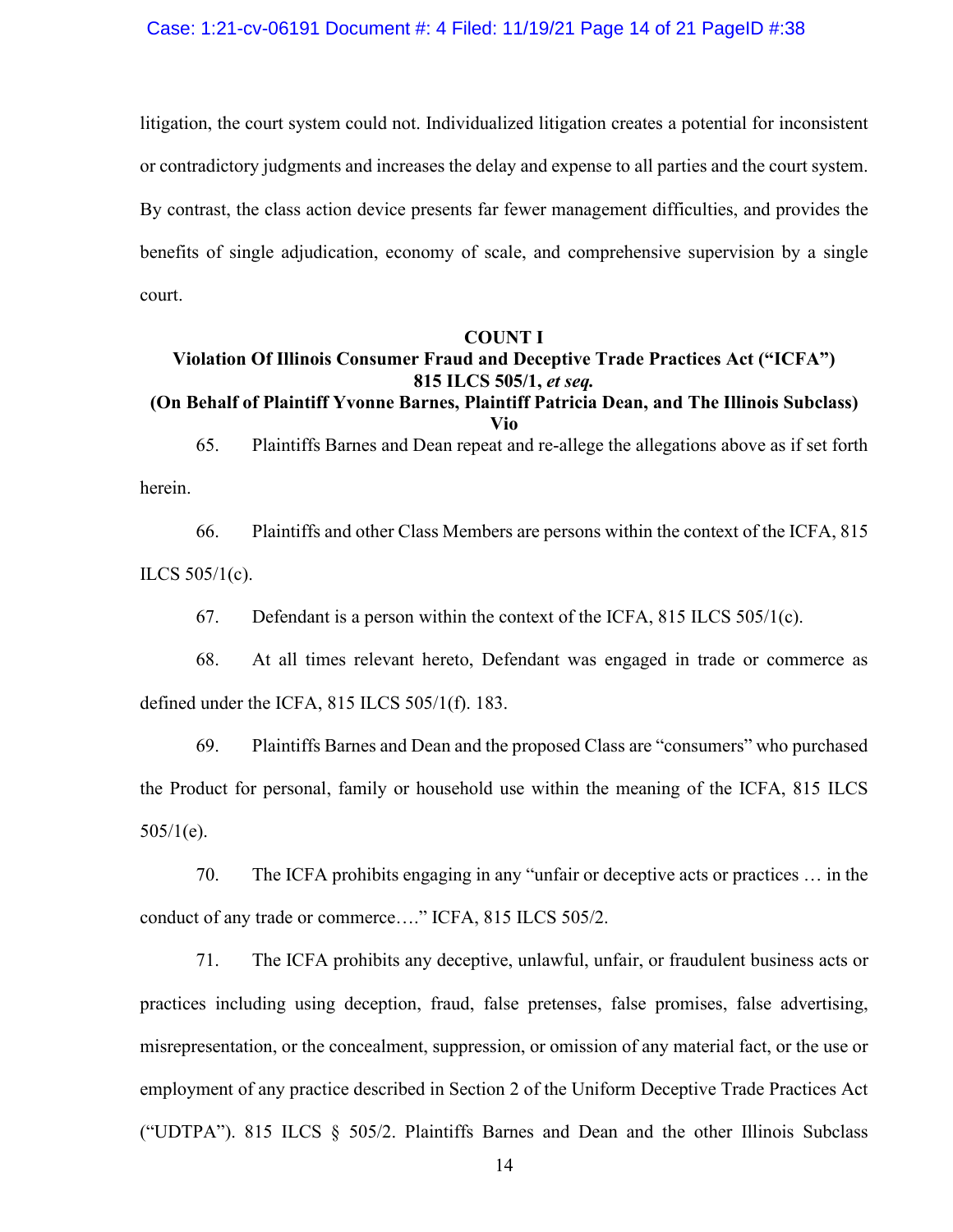litigation, the court system could not. Individualized litigation creates a potential for inconsistent or contradictory judgments and increases the delay and expense to all parties and the court system. By contrast, the class action device presents far fewer management difficulties, and provides the benefits of single adjudication, economy of scale, and comprehensive supervision by a single court.

**COUNT I**
**Violation Of Illinois Consumer Fraud and Deceptive Trade Practices Act ("ICFA") 815 ILCS 505/1, *et seq.***
**(On Behalf of Plaintiff Yvonne Barnes, Plaintiff Patricia Dean, and The Illinois Subclass)**
**Vio**

65. Plaintiffs Barnes and Dean repeat and re-allege the allegations above as if set forth herein.

66. Plaintiffs and other Class Members are persons within the context of the ICFA, 815 ILCS 505/1(c).

67. Defendant is a person within the context of the ICFA, 815 ILCS 505/1(c).

68. At all times relevant hereto, Defendant was engaged in trade or commerce as defined under the ICFA, 815 ILCS 505/1(f). 183.

69. Plaintiffs Barnes and Dean and the proposed Class are "consumers" who purchased the Product for personal, family or household use within the meaning of the ICFA, 815 ILCS 505/1(e).

70. The ICFA prohibits engaging in any "unfair or deceptive acts or practices … in the conduct of any trade or commerce…." ICFA, 815 ILCS 505/2.

71. The ICFA prohibits any deceptive, unlawful, unfair, or fraudulent business acts or practices including using deception, fraud, false pretenses, false promises, false advertising, misrepresentation, or the concealment, suppression, or omission of any material fact, or the use or employment of any practice described in Section 2 of the Uniform Deceptive Trade Practices Act ("UDTPA"). 815 ILCS § 505/2. Plaintiffs Barnes and Dean and the other Illinois Subclass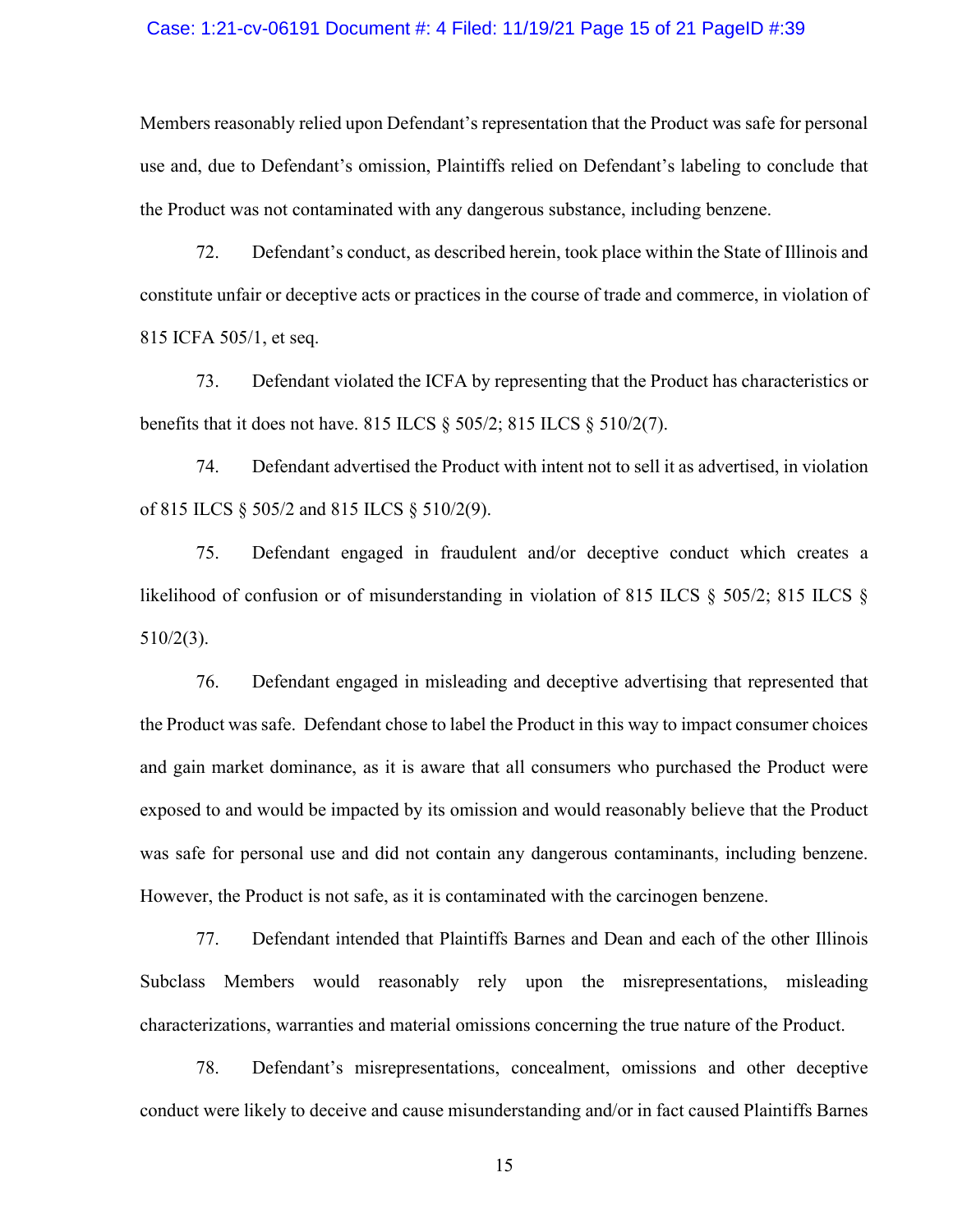Members reasonably relied upon Defendant's representation that the Product was safe for personal use and, due to Defendant's omission, Plaintiffs relied on Defendant's labeling to conclude that the Product was not contaminated with any dangerous substance, including benzene.

72. Defendant's conduct, as described herein, took place within the State of Illinois and constitute unfair or deceptive acts or practices in the course of trade and commerce, in violation of 815 ICFA 505/1, et seq.

73. Defendant violated the ICFA by representing that the Product has characteristics or benefits that it does not have. 815 ILCS § 505/2; 815 ILCS § 510/2(7).

74. Defendant advertised the Product with intent not to sell it as advertised, in violation of 815 ILCS § 505/2 and 815 ILCS § 510/2(9).

75. Defendant engaged in fraudulent and/or deceptive conduct which creates a likelihood of confusion or of misunderstanding in violation of 815 ILCS § 505/2; 815 ILCS § 510/2(3).

76. Defendant engaged in misleading and deceptive advertising that represented that the Product was safe. Defendant chose to label the Product in this way to impact consumer choices and gain market dominance, as it is aware that all consumers who purchased the Product were exposed to and would be impacted by its omission and would reasonably believe that the Product was safe for personal use and did not contain any dangerous contaminants, including benzene. However, the Product is not safe, as it is contaminated with the carcinogen benzene.

77. Defendant intended that Plaintiffs Barnes and Dean and each of the other Illinois Subclass Members would reasonably rely upon the misrepresentations, misleading characterizations, warranties and material omissions concerning the true nature of the Product.

78. Defendant's misrepresentations, concealment, omissions and other deceptive conduct were likely to deceive and cause misunderstanding and/or in fact caused Plaintiffs Barnes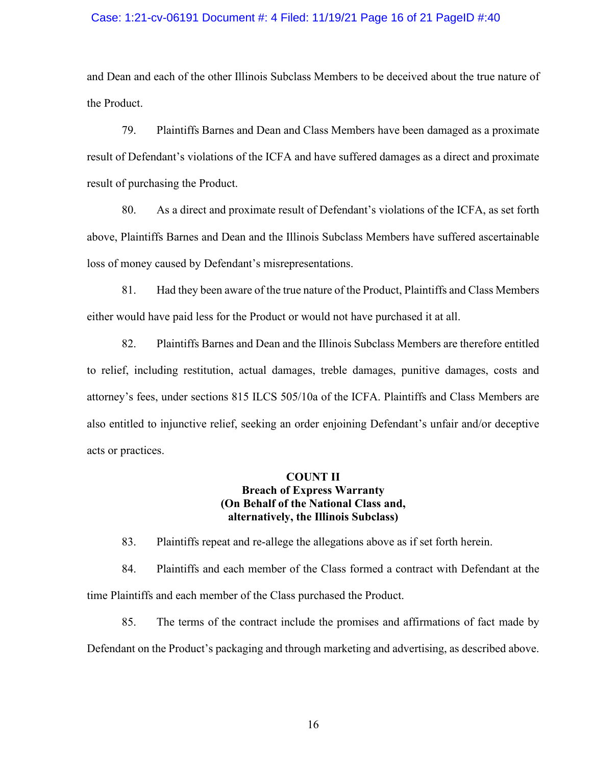and Dean and each of the other Illinois Subclass Members to be deceived about the true nature of the Product.

79. Plaintiffs Barnes and Dean and Class Members have been damaged as a proximate result of Defendant's violations of the ICFA and have suffered damages as a direct and proximate result of purchasing the Product.

80. As a direct and proximate result of Defendant's violations of the ICFA, as set forth above, Plaintiffs Barnes and Dean and the Illinois Subclass Members have suffered ascertainable loss of money caused by Defendant's misrepresentations.

81. Had they been aware of the true nature of the Product, Plaintiffs and Class Members either would have paid less for the Product or would not have purchased it at all.

82. Plaintiffs Barnes and Dean and the Illinois Subclass Members are therefore entitled to relief, including restitution, actual damages, treble damages, punitive damages, costs and attorney's fees, under sections 815 ILCS 505/10a of the ICFA. Plaintiffs and Class Members are also entitled to injunctive relief, seeking an order enjoining Defendant's unfair and/or deceptive acts or practices.

## COUNT II
## Breach of Express Warranty
## (On Behalf of the National Class and, alternatively, the Illinois Subclass)

83. Plaintiffs repeat and re-allege the allegations above as if set forth herein.

84. Plaintiffs and each member of the Class formed a contract with Defendant at the time Plaintiffs and each member of the Class purchased the Product.

85. The terms of the contract include the promises and affirmations of fact made by Defendant on the Product's packaging and through marketing and advertising, as described above.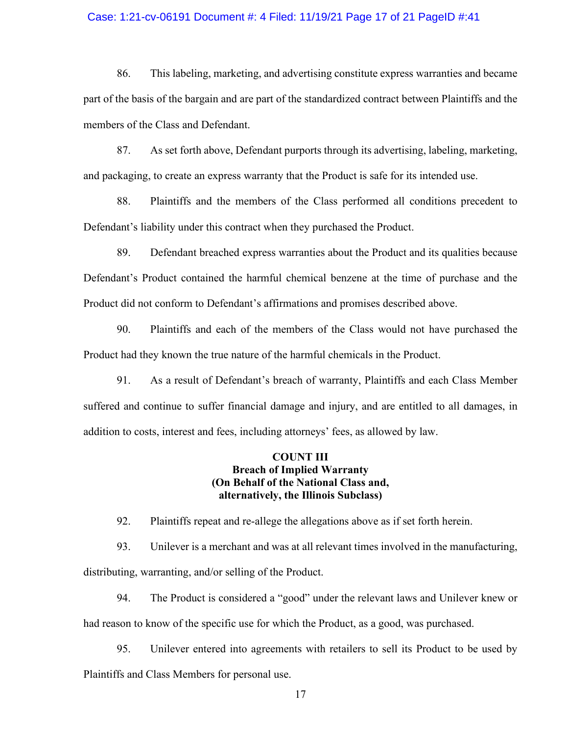86. This labeling, marketing, and advertising constitute express warranties and became part of the basis of the bargain and are part of the standardized contract between Plaintiffs and the members of the Class and Defendant.

87. As set forth above, Defendant purports through its advertising, labeling, marketing, and packaging, to create an express warranty that the Product is safe for its intended use.

88. Plaintiffs and the members of the Class performed all conditions precedent to Defendant's liability under this contract when they purchased the Product.

89. Defendant breached express warranties about the Product and its qualities because Defendant's Product contained the harmful chemical benzene at the time of purchase and the Product did not conform to Defendant's affirmations and promises described above.

90. Plaintiffs and each of the members of the Class would not have purchased the Product had they known the true nature of the harmful chemicals in the Product.

91. As a result of Defendant's breach of warranty, Plaintiffs and each Class Member suffered and continue to suffer financial damage and injury, and are entitled to all damages, in addition to costs, interest and fees, including attorneys' fees, as allowed by law.

**COUNT III**
**Breach of Implied Warranty**
**(On Behalf of the National Class and, alternatively, the Illinois Subclass)**

92. Plaintiffs repeat and re-allege the allegations above as if set forth herein.

93. Unilever is a merchant and was at all relevant times involved in the manufacturing, distributing, warranting, and/or selling of the Product.

94. The Product is considered a "good" under the relevant laws and Unilever knew or had reason to know of the specific use for which the Product, as a good, was purchased.

95. Unilever entered into agreements with retailers to sell its Product to be used by Plaintiffs and Class Members for personal use.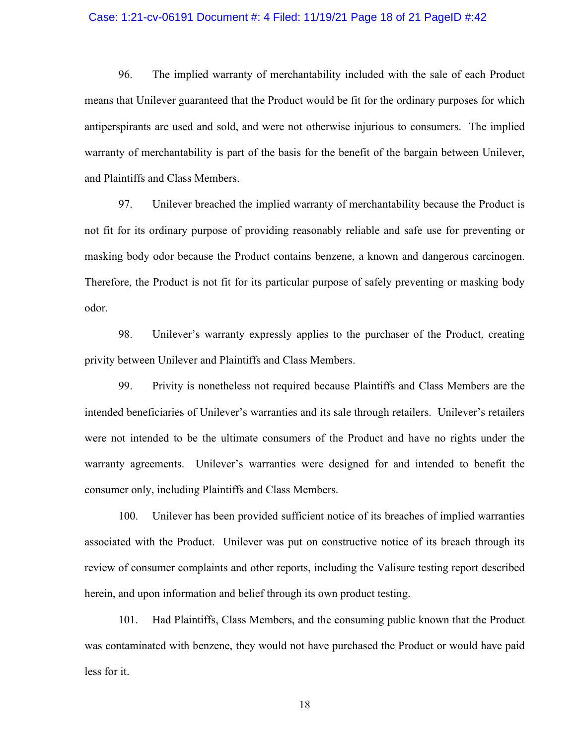96. The implied warranty of merchantability included with the sale of each Product means that Unilever guaranteed that the Product would be fit for the ordinary purposes for which antiperspirants are used and sold, and were not otherwise injurious to consumers. The implied warranty of merchantability is part of the basis for the benefit of the bargain between Unilever, and Plaintiffs and Class Members.

97. Unilever breached the implied warranty of merchantability because the Product is not fit for its ordinary purpose of providing reasonably reliable and safe use for preventing or masking body odor because the Product contains benzene, a known and dangerous carcinogen. Therefore, the Product is not fit for its particular purpose of safely preventing or masking body odor.

98. Unilever's warranty expressly applies to the purchaser of the Product, creating privity between Unilever and Plaintiffs and Class Members.

99. Privity is nonetheless not required because Plaintiffs and Class Members are the intended beneficiaries of Unilever's warranties and its sale through retailers. Unilever's retailers were not intended to be the ultimate consumers of the Product and have no rights under the warranty agreements. Unilever's warranties were designed for and intended to benefit the consumer only, including Plaintiffs and Class Members.

100. Unilever has been provided sufficient notice of its breaches of implied warranties associated with the Product. Unilever was put on constructive notice of its breach through its review of consumer complaints and other reports, including the Valisure testing report described herein, and upon information and belief through its own product testing.

101. Had Plaintiffs, Class Members, and the consuming public known that the Product was contaminated with benzene, they would not have purchased the Product or would have paid less for it.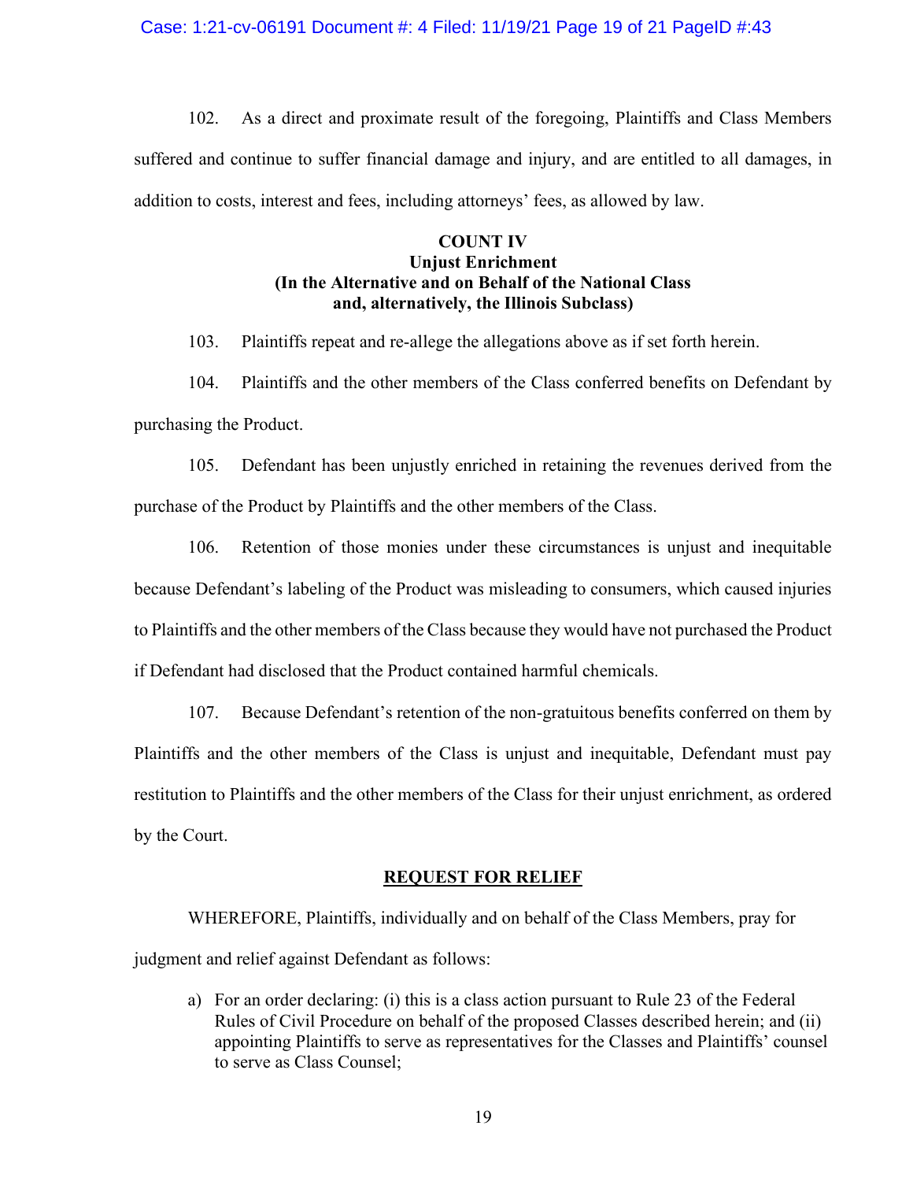102. As a direct and proximate result of the foregoing, Plaintiffs and Class Members suffered and continue to suffer financial damage and injury, and are entitled to all damages, in addition to costs, interest and fees, including attorneys' fees, as allowed by law.

**COUNT IV**
**Unjust Enrichment**
**(In the Alternative and on Behalf of the National Class and, alternatively, the Illinois Subclass)**

103. Plaintiffs repeat and re-allege the allegations above as if set forth herein.

104. Plaintiffs and the other members of the Class conferred benefits on Defendant by purchasing the Product.

105. Defendant has been unjustly enriched in retaining the revenues derived from the purchase of the Product by Plaintiffs and the other members of the Class.

106. Retention of those monies under these circumstances is unjust and inequitable because Defendant's labeling of the Product was misleading to consumers, which caused injuries to Plaintiffs and the other members of the Class because they would have not purchased the Product if Defendant had disclosed that the Product contained harmful chemicals.

107. Because Defendant's retention of the non-gratuitous benefits conferred on them by Plaintiffs and the other members of the Class is unjust and inequitable, Defendant must pay restitution to Plaintiffs and the other members of the Class for their unjust enrichment, as ordered by the Court.

**REQUEST FOR RELIEF**

WHEREFORE, Plaintiffs, individually and on behalf of the Class Members, pray for judgment and relief against Defendant as follows:

a) For an order declaring: (i) this is a class action pursuant to Rule 23 of the Federal Rules of Civil Procedure on behalf of the proposed Classes described herein; and (ii) appointing Plaintiffs to serve as representatives for the Classes and Plaintiffs' counsel to serve as Class Counsel;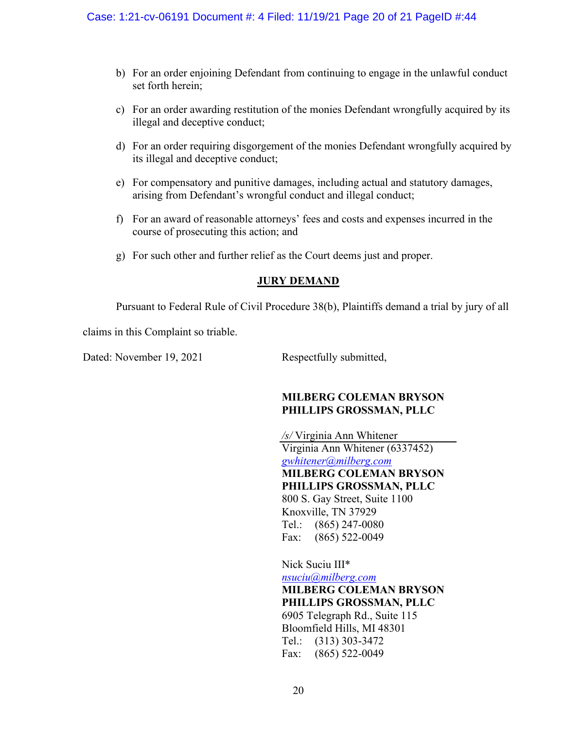b) For an order enjoining Defendant from continuing to engage in the unlawful conduct set forth herein;

c) For an order awarding restitution of the monies Defendant wrongfully acquired by its illegal and deceptive conduct;

d) For an order requiring disgorgement of the monies Defendant wrongfully acquired by its illegal and deceptive conduct;

e) For compensatory and punitive damages, including actual and statutory damages, arising from Defendant's wrongful conduct and illegal conduct;

f) For an award of reasonable attorneys' fees and costs and expenses incurred in the course of prosecuting this action; and

g) For such other and further relief as the Court deems just and proper.

## JURY DEMAND

Pursuant to Federal Rule of Civil Procedure 38(b), Plaintiffs demand a trial by jury of all claims in this Complaint so triable.

Dated: November 19, 2021

Respectfully submitted,

**MILBERG COLEMAN BRYSON PHILLIPS GROSSMAN, PLLC**

*/s/* Virginia Ann Whitener
Virginia Ann Whitener (6337452)
gwhitener@milberg.com
**MILBERG COLEMAN BRYSON PHILLIPS GROSSMAN, PLLC**
800 S. Gay Street, Suite 1100
Knoxville, TN 37929
Tel.: (865) 247-0080
Fax: (865) 522-0049

Nick Suciu III*
nsuciu@milberg.com
**MILBERG COLEMAN BRYSON PHILLIPS GROSSMAN, PLLC**
6905 Telegraph Rd., Suite 115
Bloomfield Hills, MI 48301
Tel.: (313) 303-3472
Fax: (865) 522-0049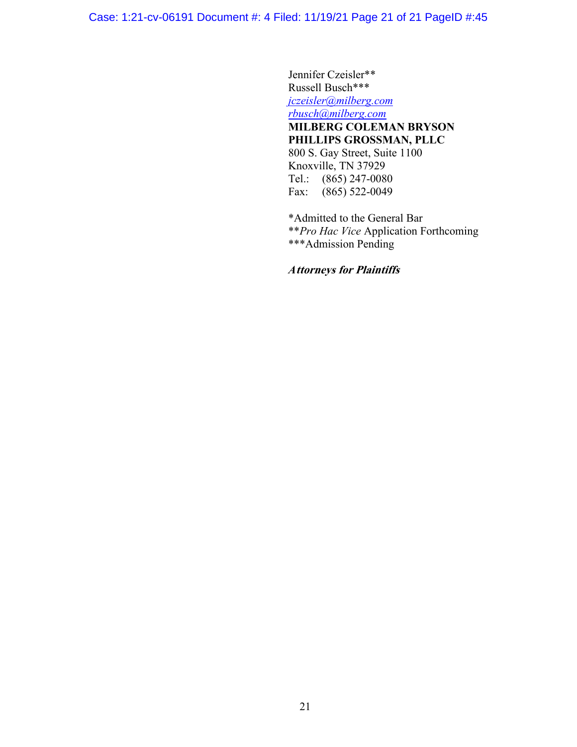Jennifer Czeisler**
Russell Busch***
*jczeisler@milberg.com*
*rbusch@milberg.com*
**MILBERG COLEMAN BRYSON PHILLIPS GROSSMAN, PLLC**
800 S. Gay Street, Suite 1100
Knoxville, TN 37929
Tel.: (865) 247-0080
Fax: (865) 522-0049

*Admitted to the General Bar
***Pro Hac Vice* Application Forthcoming
***Admission Pending

***Attorneys for Plaintiffs***